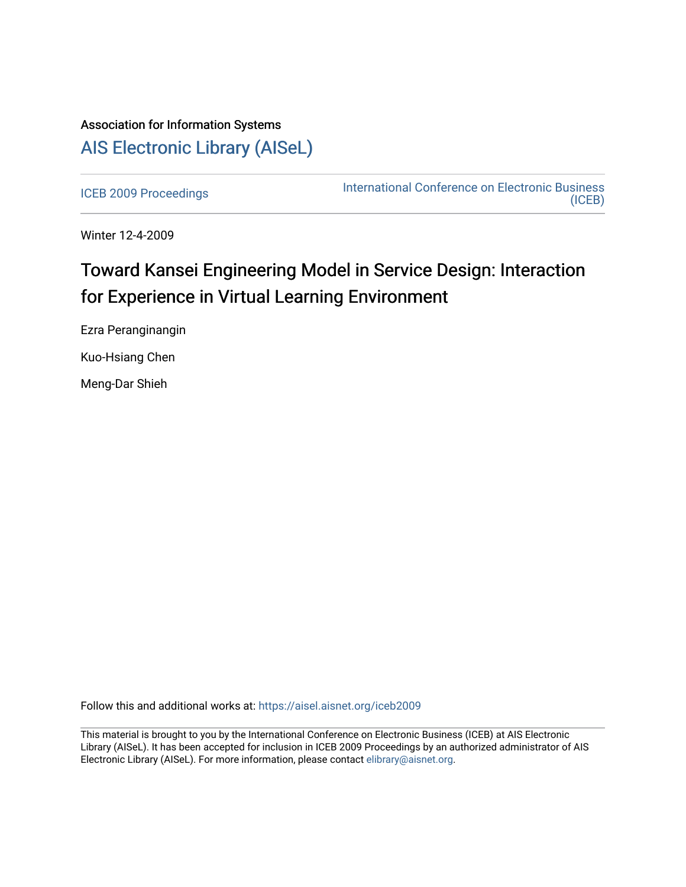Association for Information Systems

[AIS Electronic Library (AISeL)](https://aisel.aisnet.org/)

ICEB 2009 Proceedings | International Conference on Electronic Business (ICEB)

Winter 12-4-2009

# Toward Kansei Engineering Model in Service Design: Interaction for Experience in Virtual Learning Environment

Ezra Peranginangin

Kuo-Hsiang Chen

Meng-Dar Shieh

Follow this and additional works at: https://aisel.aisnet.org/iceb2009

This material is brought to you by the International Conference on Electronic Business (ICEB) at AIS Electronic Library (AISeL). It has been accepted for inclusion in ICEB 2009 Proceedings by an authorized administrator of AIS Electronic Library (AISeL). For more information, please contact elibrary@aisnet.org.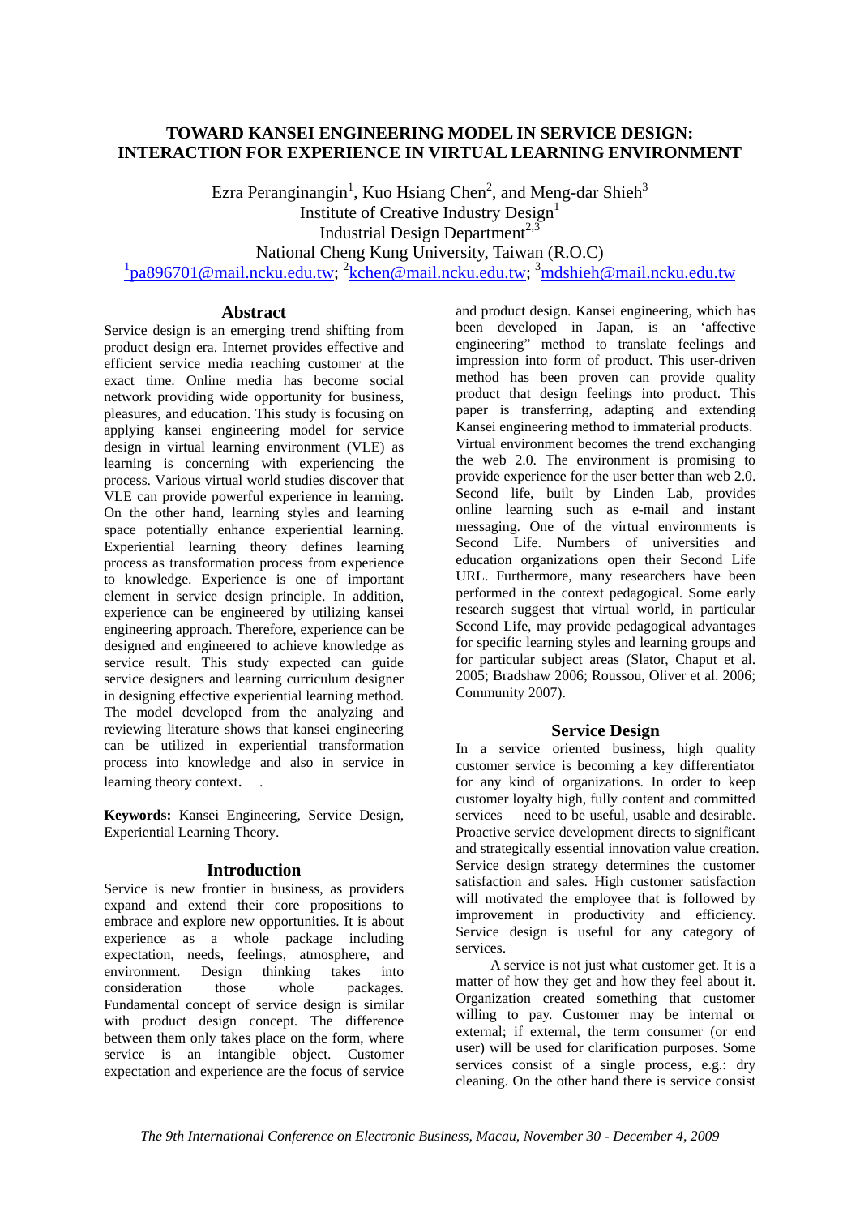# TOWARD KANSEI ENGINEERING MODEL IN SERVICE DESIGN: INTERACTION FOR EXPERIENCE IN VIRTUAL LEARNING ENVIRONMENT

Ezra Peranginangin[1], Kuo Hsiang Chen[2], and Meng-dar Shieh[3]

Institute of Creative Industry Design[1]

Industrial Design Department[2,3]

National Cheng Kung University, Taiwan (R.O.C)

[1]pa896701@mail.ncku.edu.tw; [2]kchen@mail.ncku.edu.tw; [3]mdshieh@mail.ncku.edu.tw

## Abstract

Service design is an emerging trend shifting from product design era. Internet provides effective and efficient service media reaching customer at the exact time. Online media has become social network providing wide opportunity for business, pleasures, and education. This study is focusing on applying kansei engineering model for service design in virtual learning environment (VLE) as learning is concerning with experiencing the process. Various virtual world studies discover that VLE can provide powerful experience in learning. On the other hand, learning styles and learning space potentially enhance experiential learning. Experiential learning theory defines learning process as transformation process from experience to knowledge. Experience is one of important element in service design principle. In addition, experience can be engineered by utilizing kansei engineering approach. Therefore, experience can be designed and engineered to achieve knowledge as service result. This study expected can guide service designers and learning curriculum designer in designing effective experiential learning method. The model developed from the analyzing and reviewing literature shows that kansei engineering can be utilized in experiential transformation process into knowledge and also in service in learning theory context.

**Keywords:** Kansei Engineering, Service Design, Experiential Learning Theory.

## Introduction

Service is new frontier in business, as providers expand and extend their core propositions to embrace and explore new opportunities. It is about experience as a whole package including expectation, needs, feelings, atmosphere, and environment. Design thinking takes into consideration those whole packages. Fundamental concept of service design is similar with product design concept. The difference between them only takes place on the form, where service is an intangible object. Customer expectation and experience are the focus of service and product design. Kansei engineering, which has been developed in Japan, is an 'affective engineering" method to translate feelings and impression into form of product. This user-driven method has been proven can provide quality product that design feelings into product. This paper is transferring, adapting and extending Kansei engineering method to immaterial products.

Virtual environment becomes the trend exchanging the web 2.0. The environment is promising to provide experience for the user better than web 2.0. Second life, built by Linden Lab, provides online learning such as e-mail and instant messaging. One of the virtual environments is Second Life. Numbers of universities and education organizations open their Second Life URL. Furthermore, many researchers have been performed in the context pedagogical. Some early research suggest that virtual world, in particular Second Life, may provide pedagogical advantages for specific learning styles and learning groups and for particular subject areas (Slator, Chaput et al. 2005; Bradshaw 2006; Roussou, Oliver et al. 2006; Community 2007).

## Service Design

In a service oriented business, high quality customer service is becoming a key differentiator for any kind of organizations. In order to keep customer loyalty high, fully content and committed services need to be useful, usable and desirable. Proactive service development directs to significant and strategically essential innovation value creation. Service design strategy determines the customer satisfaction and sales. High customer satisfaction will motivated the employee that is followed by improvement in productivity and efficiency. Service design is useful for any category of services.

A service is not just what customer get. It is a matter of how they get and how they feel about it. Organization created something that customer willing to pay. Customer may be internal or external; if external, the term consumer (or end user) will be used for clarification purposes. Some services consist of a single process, e.g.: dry cleaning. On the other hand there is service consist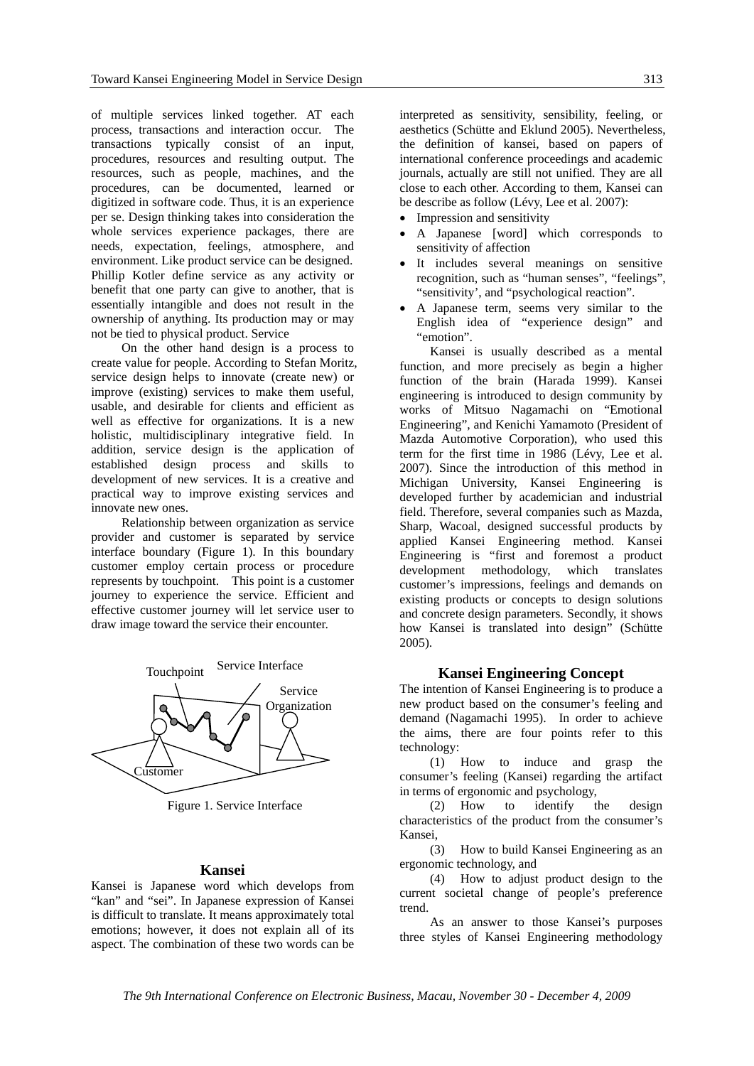of multiple services linked together. AT each process, transactions and interaction occur. The transactions typically consist of an input, procedures, resources and resulting output. The resources, such as people, machines, and the procedures, can be documented, learned or digitized in software code. Thus, it is an experience per se. Design thinking takes into consideration the whole services experience packages, there are needs, expectation, feelings, atmosphere, and environment. Like product service can be designed. Phillip Kotler define service as any activity or benefit that one party can give to another, that is essentially intangible and does not result in the ownership of anything. Its production may or may not be tied to physical product. Service

On the other hand design is a process to create value for people. According to Stefan Moritz, service design helps to innovate (create new) or improve (existing) services to make them useful, usable, and desirable for clients and efficient as well as effective for organizations. It is a new holistic, multidisciplinary integrative field. In addition, service design is the application of established design process and skills to development of new services. It is a creative and practical way to improve existing services and innovate new ones.

Relationship between organization as service provider and customer is separated by service interface boundary (Figure 1). In this boundary customer employ certain process or procedure represents by touchpoint. This point is a customer journey to experience the service. Efficient and effective customer journey will let service user to draw image toward the service their encounter.

Figure 1. Service Interface

## Kansei

Kansei is Japanese word which develops from "kan" and "sei". In Japanese expression of Kansei is difficult to translate. It means approximately total emotions; however, it does not explain all of its aspect. The combination of these two words can be interpreted as sensitivity, sensibility, feeling, or aesthetics (Schütte and Eklund 2005). Nevertheless, the definition of kansei, based on papers of international conference proceedings and academic journals, actually are still not unified. They are all close to each other. According to them, Kansei can be describe as follow (Lévy, Lee et al. 2007):

- Impression and sensitivity
- A Japanese [word] which corresponds to sensitivity of affection
- It includes several meanings on sensitive recognition, such as "human senses", "feelings", "sensitivity', and "psychological reaction".
- A Japanese term, seems very similar to the English idea of "experience design" and "emotion".

Kansei is usually described as a mental function, and more precisely as begin a higher function of the brain (Harada 1999). Kansei engineering is introduced to design community by works of Mitsuo Nagamachi on "Emotional Engineering", and Kenichi Yamamoto (President of Mazda Automotive Corporation), who used this term for the first time in 1986 (Lévy, Lee et al. 2007). Since the introduction of this method in Michigan University, Kansei Engineering is developed further by academician and industrial field. Therefore, several companies such as Mazda, Sharp, Wacoal, designed successful products by applied Kansei Engineering method. Kansei Engineering is "first and foremost a product development methodology, which translates customer's impressions, feelings and demands on existing products or concepts to design solutions and concrete design parameters. Secondly, it shows how Kansei is translated into design" (Schütte 2005).

## Kansei Engineering Concept

The intention of Kansei Engineering is to produce a new product based on the consumer's feeling and demand (Nagamachi 1995). In order to achieve the aims, there are four points refer to this technology:

(1) How to induce and grasp the consumer's feeling (Kansei) regarding the artifact in terms of ergonomic and psychology,

(2) How to identify the design characteristics of the product from the consumer's Kansei,

(3) How to build Kansei Engineering as an ergonomic technology, and

(4) How to adjust product design to the current societal change of people's preference trend.

As an answer to those Kansei's purposes three styles of Kansei Engineering methodology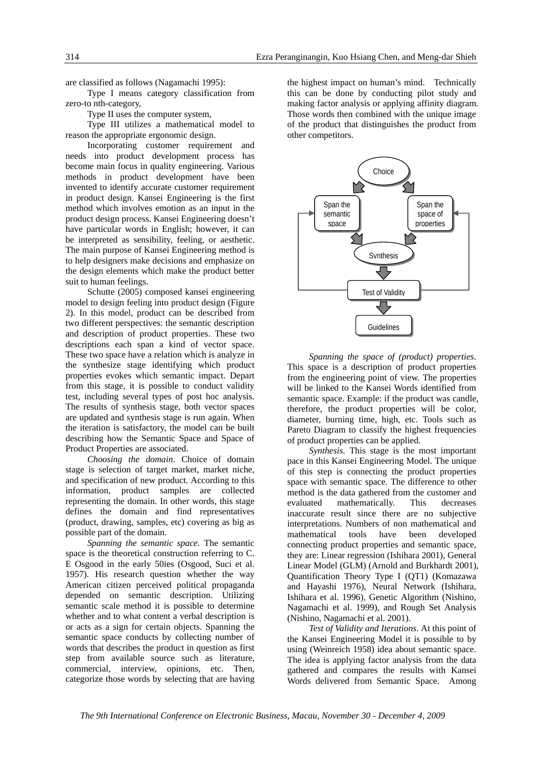are classified as follows (Nagamachi 1995):

Type I means category classification from zero-to nth-category,

Type II uses the computer system,

Type III utilizes a mathematical model to reason the appropriate ergonomic design.

Incorporating customer requirement and needs into product development process has become main focus in quality engineering. Various methods in product development have been invented to identify accurate customer requirement in product design. Kansei Engineering is the first method which involves emotion as an input in the product design process. Kansei Engineering doesn't have particular words in English; however, it can be interpreted as sensibility, feeling, or aesthetic. The main purpose of Kansei Engineering method is to help designers make decisions and emphasize on the design elements which make the product better suit to human feelings.

Schutte (2005) composed kansei engineering model to design feeling into product design (Figure 2). In this model, product can be described from two different perspectives: the semantic description and description of product properties. These two descriptions each span a kind of vector space. These two space have a relation which is analyze in the synthesize stage identifying which product properties evokes which semantic impact. Depart from this stage, it is possible to conduct validity test, including several types of post hoc analysis. The results of synthesis stage, both vector spaces are updated and synthesis stage is run again. When the iteration is satisfactory, the model can be built describing how the Semantic Space and Space of Product Properties are associated.

*Choosing the domain*. Choice of domain stage is selection of target market, market niche, and specification of new product. According to this information, product samples are collected representing the domain. In other words, this stage defines the domain and find representatives (product, drawing, samples, etc) covering as big as possible part of the domain.

*Spanning the semantic space*. The semantic space is the theoretical construction referring to C. E Osgood in the early 50ies (Osgood, Suci et al. 1957). His research question whether the way American citizen perceived political propaganda depended on semantic description. Utilizing semantic scale method it is possible to determine whether and to what content a verbal description is or acts as a sign for certain objects. Spanning the semantic space conducts by collecting number of words that describes the product in question as first step from available source such as literature, commercial, interview, opinions, etc. Then, categorize those words by selecting that are having the highest impact on human's mind. Technically this can be done by conducting pilot study and making factor analysis or applying affinity diagram. Those words then combined with the unique image of the product that distinguishes the product from other competitors.

Choice → Span the semantic space / Span the space of properties → Synthesis → Test of Validity → Guidelines

*Spanning the space of (product) properties*. This space is a description of product properties from the engineering point of view. The properties will be linked to the Kansei Words identified from semantic space. Example: if the product was candle, therefore, the product properties will be color, diameter, burning time, high, etc. Tools such as Pareto Diagram to classify the highest frequencies of product properties can be applied.

*Synthesis*. This stage is the most important pace in this Kansei Engineering Model. The unique of this step is connecting the product properties space with semantic space. The difference to other method is the data gathered from the customer and evaluated mathematically. This decreases inaccurate result since there are no subjective interpretations. Numbers of non mathematical and mathematical tools have been developed connecting product properties and semantic space, they are: Linear regression (Ishihara 2001), General Linear Model (GLM) (Arnold and Burkhardt 2001), Quantification Theory Type I (QT1) (Komazawa and Hayashi 1976), Neural Network (Ishihara, Ishihara et al. 1996), Genetic Algorithm (Nishino, Nagamachi et al. 1999), and Rough Set Analysis (Nishino, Nagamachi et al. 2001).

*Test of Validity and Iterations*. At this point of the Kansei Engineering Model it is possible to by using (Weinreich 1958) idea about semantic space. The idea is applying factor analysis from the data gathered and compares the results with Kansei Words delivered from Semantic Space. Among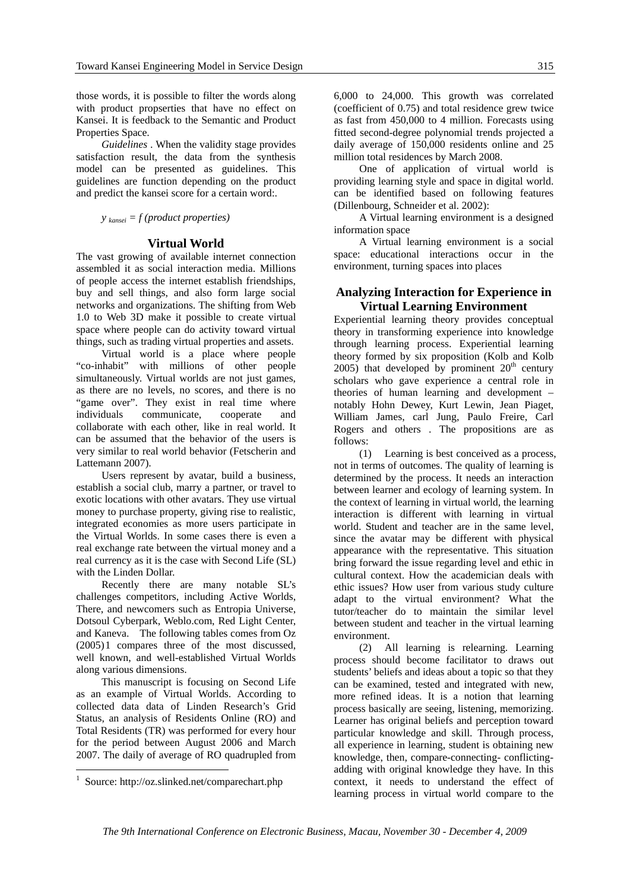those words, it is possible to filter the words along with product propserties that have no effect on Kansei. It is feedback to the Semantic and Product Properties Space.

*Guidelines* . When the validity stage provides satisfaction result, the data from the synthesis model can be presented as guidelines. This guidelines are function depending on the product and predict the kansei score for a certain word:.

$$y_{kansei} = f\,(product\ properties)$$

## Virtual World

The vast growing of available internet connection assembled it as social interaction media. Millions of people access the internet establish friendships, buy and sell things, and also form large social networks and organizations. The shifting from Web 1.0 to Web 3D make it possible to create virtual space where people can do activity toward virtual things, such as trading virtual properties and assets.

Virtual world is a place where people "co-inhabit" with millions of other people simultaneously. Virtual worlds are not just games, as there are no levels, no scores, and there is no "game over". They exist in real time where individuals communicate, cooperate and collaborate with each other, like in real world. It can be assumed that the behavior of the users is very similar to real world behavior (Fetscherin and Lattemann 2007).

Users represent by avatar, build a business, establish a social club, marry a partner, or travel to exotic locations with other avatars. They use virtual money to purchase property, giving rise to realistic, integrated economies as more users participate in the Virtual Worlds. In some cases there is even a real exchange rate between the virtual money and a real currency as it is the case with Second Life (SL) with the Linden Dollar.

Recently there are many notable SL's challenges competitors, including Active Worlds, There, and newcomers such as Entropia Universe, Dotsoul Cyberpark, Weblo.com, Red Light Center, and Kaneva. The following tables comes from Oz (2005)[1] compares three of the most discussed, well known, and well-established Virtual Worlds along various dimensions.

This manuscript is focusing on Second Life as an example of Virtual Worlds. According to collected data data of Linden Research's Grid Status, an analysis of Residents Online (RO) and Total Residents (TR) was performed for every hour for the period between August 2006 and March 2007. The daily of average of RO quadrupled from 6,000 to 24,000. This growth was correlated (coefficient of 0.75) and total residence grew twice as fast from 450,000 to 4 million. Forecasts using fitted second-degree polynomial trends projected a daily average of 150,000 residents online and 25 million total residences by March 2008.

One of application of virtual world is providing learning style and space in digital world. can be identified based on following features (Dillenbourg, Schneider et al. 2002):

A Virtual learning environment is a designed information space

A Virtual learning environment is a social space: educational interactions occur in the environment, turning spaces into places

## Analyzing Interaction for Experience in Virtual Learning Environment

Experiential learning theory provides conceptual theory in transforming experience into knowledge through learning process. Experiential learning theory formed by six proposition (Kolb and Kolb 2005) that developed by prominent 20th century scholars who gave experience a central role in theories of human learning and development – notably Hohn Dewey, Kurt Lewin, Jean Piaget, William James, carl Jung, Paulo Freire, Carl Rogers and others . The propositions are as follows:

(1) Learning is best conceived as a process, not in terms of outcomes. The quality of learning is determined by the process. It needs an interaction between learner and ecology of learning system. In the context of learning in virtual world, the learning interaction is different with learning in virtual world. Student and teacher are in the same level, since the avatar may be different with physical appearance with the representative. This situation bring forward the issue regarding level and ethic in cultural context. How the academician deals with ethic issues? How user from various study culture adapt to the virtual environment? What the tutor/teacher do to maintain the similar level between student and teacher in the virtual learning environment.

(2) All learning is relearning. Learning process should become facilitator to draws out students' beliefs and ideas about a topic so that they can be examined, tested and integrated with new, more refined ideas. It is a notion that learning process basically are seeing, listening, memorizing. Learner has original beliefs and perception toward particular knowledge and skill. Through process, all experience in learning, student is obtaining new knowledge, then, compare-connecting- conflicting-adding with original knowledge they have. In this context, it needs to understand the effect of learning process in virtual world compare to the

[1] Source: http://oz.slinked.net/comparechart.php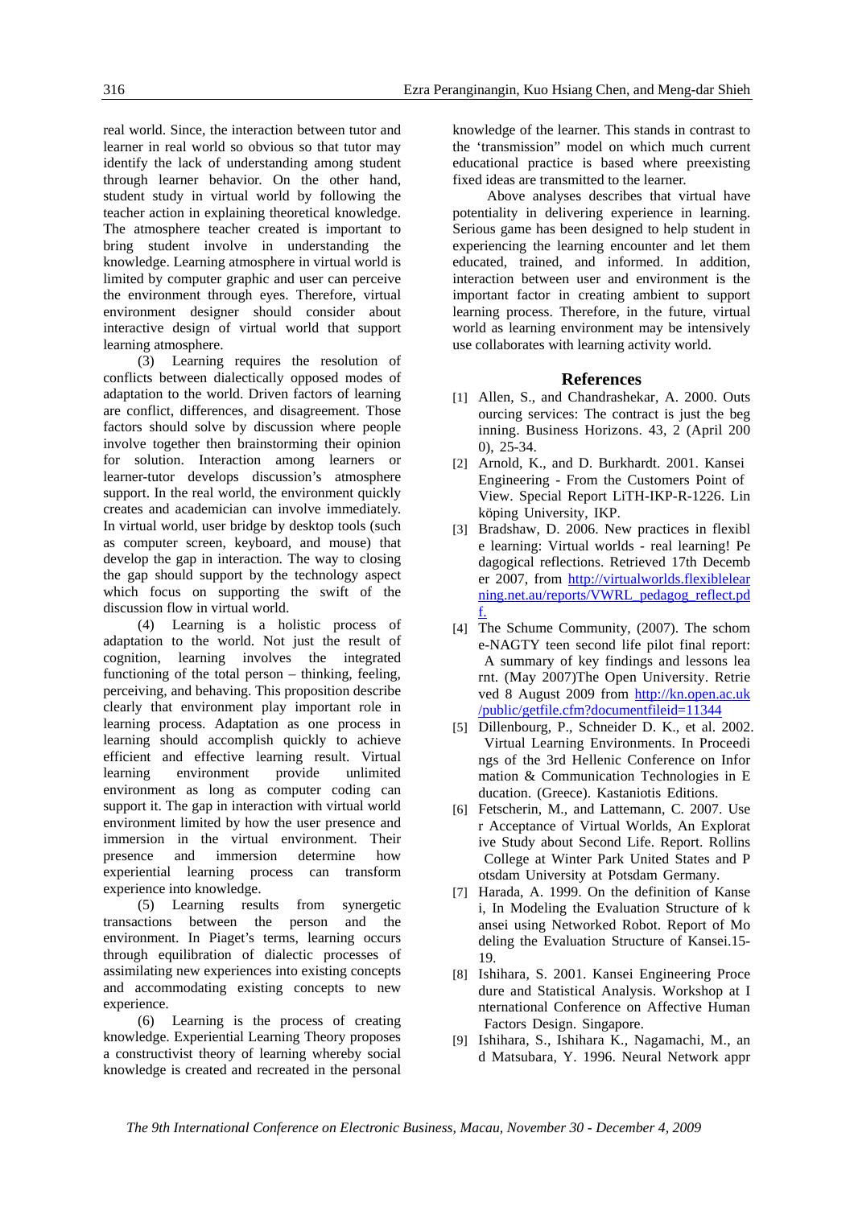real world. Since, the interaction between tutor and learner in real world so obvious so that tutor may identify the lack of understanding among student through learner behavior. On the other hand, student study in virtual world by following the teacher action in explaining theoretical knowledge. The atmosphere teacher created is important to bring student involve in understanding the knowledge. Learning atmosphere in virtual world is limited by computer graphic and user can perceive the environment through eyes. Therefore, virtual environment designer should consider about interactive design of virtual world that support learning atmosphere.

(3) Learning requires the resolution of conflicts between dialectically opposed modes of adaptation to the world. Driven factors of learning are conflict, differences, and disagreement. Those factors should solve by discussion where people involve together then brainstorming their opinion for solution. Interaction among learners or learner-tutor develops discussion's atmosphere support. In the real world, the environment quickly creates and academician can involve immediately. In virtual world, user bridge by desktop tools (such as computer screen, keyboard, and mouse) that develop the gap in interaction. The way to closing the gap should support by the technology aspect which focus on supporting the swift of the discussion flow in virtual world.

(4) Learning is a holistic process of adaptation to the world. Not just the result of cognition, learning involves the integrated functioning of the total person – thinking, feeling, perceiving, and behaving. This proposition describe clearly that environment play important role in learning process. Adaptation as one process in learning should accomplish quickly to achieve efficient and effective learning result. Virtual learning environment provide unlimited environment as long as computer coding can support it. The gap in interaction with virtual world environment limited by how the user presence and immersion in the virtual environment. Their presence and immersion determine how experiential learning process can transform experience into knowledge.

(5) Learning results from synergetic transactions between the person and the environment. In Piaget's terms, learning occurs through equilibration of dialectic processes of assimilating new experiences into existing concepts and accommodating existing concepts to new experience.

(6) Learning is the process of creating knowledge. Experiential Learning Theory proposes a constructivist theory of learning whereby social knowledge is created and recreated in the personal knowledge of the learner. This stands in contrast to the 'transmission" model on which much current educational practice is based where preexisting fixed ideas are transmitted to the learner.

Above analyses describes that virtual have potentiality in delivering experience in learning. Serious game has been designed to help student in experiencing the learning encounter and let them educated, trained, and informed. In addition, interaction between user and environment is the important factor in creating ambient to support learning process. Therefore, in the future, virtual world as learning environment may be intensively use collaborates with learning activity world.

## References

[1] Allen, S., and Chandrashekar, A. 2000. Outsourcing services: The contract is just the beginning. Business Horizons. 43, 2 (April 2000), 25-34.

[2] Arnold, K., and D. Burkhardt. 2001. Kansei Engineering - From the Customers Point of View. Special Report LiTH-IKP-R-1226. Linköping University, IKP.

[3] Bradshaw, D. 2006. New practices in flexible learning: Virtual worlds - real learning! Pedagogical reflections. Retrieved 17th December 2007, from http://virtualworlds.flexiblelearning.net.au/reports/VWRL_pedagog_reflect.pdf.

[4] The Schume Community, (2007). The schome-NAGTY teen second life pilot final report: A summary of key findings and lessons learnt. (May 2007)The Open University. Retrieved 8 August 2009 from http://kn.open.ac.uk/public/getfile.cfm?documentfileid=11344

[5] Dillenbourg, P., Schneider D. K., et al. 2002. Virtual Learning Environments. In Proceedings of the 3rd Hellenic Conference on Information & Communication Technologies in Education. (Greece). Kastaniotis Editions.

[6] Fetscherin, M., and Lattemann, C. 2007. User Acceptance of Virtual Worlds, An Explorative Study about Second Life. Report. Rollins College at Winter Park United States and Potsdam University at Potsdam Germany.

[7] Harada, A. 1999. On the definition of Kansei, In Modeling the Evaluation Structure of kansei using Networked Robot. Report of Modeling the Evaluation Structure of Kansei.15-19.

[8] Ishihara, S. 2001. Kansei Engineering Procedure and Statistical Analysis. Workshop at International Conference on Affective Human Factors Design. Singapore.

[9] Ishihara, S., Ishihara K., Nagamachi, M., and Matsubara, Y. 1996. Neural Network appr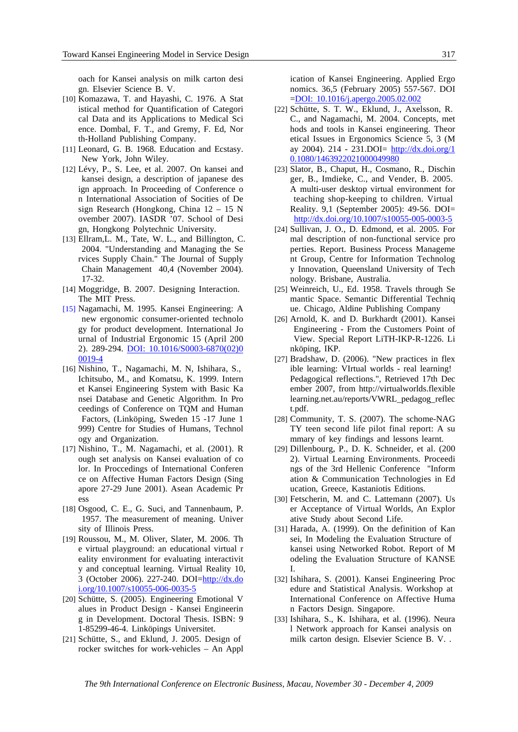oach for Kansei analysis on milk carton design. Elsevier Science B. V.

[10] Komazawa, T. and Hayashi, C. 1976. A Statistical method for Quantification of Categorical Data and its Applications to Medical Science. Dombal, F. T., and Gremy, F. Ed, North-Holland Publishing Company.

[11] Leonard, G. B. 1968. Education and Ecstasy. New York, John Wiley.

[12] Lévy, P., S. Lee, et al. 2007. On kansei and kansei design, a description of japanese design approach. In Proceeding of Conference on International Association of Socities of Design Research (Hongkong, China 12 – 15 November 2007). IASDR '07. School of Design, Hongkong Polytechnic University.

[13] Ellram,L. M., Tate, W. L., and Billington, C. 2004. "Understanding and Managing the Services Supply Chain." The Journal of Supply Chain Management 40,4 (November 2004). 17-32.

[14] Moggridge, B. 2007. Designing Interaction. The MIT Press.

[15] Nagamachi, M. 1995. Kansei Engineering: A new ergonomic consumer-oriented technology for product development. International Journal of Industrial Ergonomic 15 (April 2002). 289-294. DOI: 10.1016/S0003-6870(02)00019-4

[16] Nishino, T., Nagamachi, M. N, Ishihara, S., Ichitsubo, M., and Komatsu, K. 1999. Internet Kansei Engineering System with Basic Kansei Database and Genetic Algorithm. In Proceedings of Conference on TQM and Human Factors, (Linköping, Sweden 15 -17 June 1999) Centre for Studies of Humans, Technology and Organization.

[17] Nishino, T., M. Nagamachi, et al. (2001). Rough set analysis on Kansei evaluation of color. In Proccedings of International Conference on Affective Human Factors Design (Singapore 27-29 June 2001). Asean Academic Press

[18] Osgood, C. E., G. Suci, and Tannenbaum, P. 1957. The measurement of meaning. University of Illinois Press.

[19] Roussou, M., M. Oliver, Slater, M. 2006. The virtual playground: an educational virtual reality environment for evaluating interactivity and conceptual learning. Virtual Reality 10, 3 (October 2006). 227-240. DOI=http://dx.doi.org/10.1007/s10055-006-0035-5

[20] Schütte, S. (2005). Engineering Emotional Values in Product Design - Kansei Engineering in Development. Doctoral Thesis. ISBN: 91-85299-46-4. Linköpings Universitet.

[21] Schütte, S., and Eklund, J. 2005. Design of rocker switches for work-vehicles – An Application of Kansei Engineering. Applied Ergonomics. 36,5 (February 2005) 557-567. DOI =DOI: 10.1016/j.apergo.2005.02.002

[22] Schütte, S. T. W., Eklund, J., Axelsson, R. C., and Nagamachi, M. 2004. Concepts, methods and tools in Kansei engineering. Theoretical Issues in Ergonomics Science 5, 3 (May 2004). 214 - 231.DOI= http://dx.doi.org/10.1080/1463922021000049980

[23] Slator, B., Chaput, H., Cosmano, R., Dischinger, B., Imdieke, C., and Vender, B. 2005. A multi-user desktop virtual environment for teaching shop-keeping to children. Virtual Reality. 9,1 (September 2005): 49-56. DOI= http://dx.doi.org/10.1007/s10055-005-0003-5

[24] Sullivan, J. O., D. Edmond, et al. 2005. Formal description of non-functional service properties. Report. Business Process Management Group, Centre for Information Technology Innovation, Queensland University of Technology. Brisbane, Australia.

[25] Weinreich, U., Ed. 1958. Travels through Semantic Space. Semantic Differential Technique. Chicago, Aldine Publishing Company

[26] Arnold, K. and D. Burkhardt (2001). Kansei Engineering - From the Customers Point of View. Special Report LiTH-IKP-R-1226. Linköping, IKP.

[27] Bradshaw, D. (2006). "New practices in flexible learning: VIrtual worlds - real learning! Pedagogical reflections.", Retrieved 17th December 2007, from http://virtualworlds.flexiblelearning.net.au/reports/VWRL_pedagog_reflect.pdf.

[28] Community, T. S. (2007). The schome-NAGTY teen second life pilot final report: A summary of key findings and lessons learnt.

[29] Dillenbourg, P., D. K. Schneider, et al. (2002). Virtual Learning Environments. Proceedings of the 3rd Hellenic Conference "Information & Communication Technologies in Education, Greece, Kastaniotis Editions.

[30] Fetscherin, M. and C. Lattemann (2007). User Acceptance of Virtual Worlds, An Explorative Study about Second Life.

[31] Harada, A. (1999). On the definition of Kansei, In Modeling the Evaluation Structure of kansei using Networked Robot. Report of Modeling the Evaluation Structure of KANSEI.

[32] Ishihara, S. (2001). Kansei Engineering Procedure and Statistical Analysis. Workshop at International Conference on Affective Human Factors Design. Singapore.

[33] Ishihara, S., K. Ishihara, et al. (1996). Neural Network approach for Kansei analysis on milk carton design. Elsevier Science B. V. .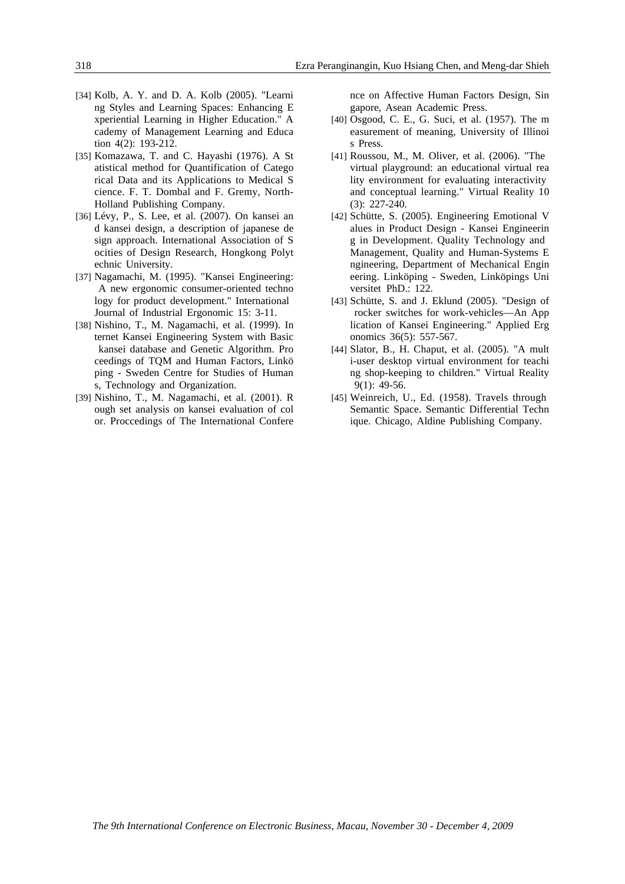[34] Kolb, A. Y. and D. A. Kolb (2005). "Learning Styles and Learning Spaces: Enhancing Experiential Learning in Higher Education." Academy of Management Learning and Education 4(2): 193-212.

[35] Komazawa, T. and C. Hayashi (1976). A Statistical method for Quantification of Categorical Data and its Applications to Medical Science. F. T. Dombal and F. Gremy, North-Holland Publishing Company.

[36] Lévy, P., S. Lee, et al. (2007). On kansei and kansei design, a description of japanese design approach. International Association of Socities of Design Research, Hongkong Polytechnic University.

[37] Nagamachi, M. (1995). "Kansei Engineering: A new ergonomic consumer-oriented technology for product development." International Journal of Industrial Ergonomic 15: 3-11.

[38] Nishino, T., M. Nagamachi, et al. (1999). Internet Kansei Engineering System with Basic kansei database and Genetic Algorithm. Proceedings of TQM and Human Factors, Linköping - Sweden Centre for Studies of Humans, Technology and Organization.

[39] Nishino, T., M. Nagamachi, et al. (2001). Rough set analysis on kansei evaluation of color. Proccedings of The International Conference on Affective Human Factors Design, Singapore, Asean Academic Press.

[40] Osgood, C. E., G. Suci, et al. (1957). The measurement of meaning, University of Illinois Press.

[41] Roussou, M., M. Oliver, et al. (2006). "The virtual playground: an educational virtual reality environment for evaluating interactivity and conceptual learning." Virtual Reality 10 (3): 227-240.

[42] Schütte, S. (2005). Engineering Emotional Values in Product Design - Kansei Engineering in Development. Quality Technology and Management, Quality and Human-Systems Engineering, Department of Mechanical Engineering. Linköping - Sweden, Linköpings Universitet PhD.: 122.

[43] Schütte, S. and J. Eklund (2005). "Design of rocker switches for work-vehicles—An Application of Kansei Engineering." Applied Ergonomics 36(5): 557-567.

[44] Slator, B., H. Chaput, et al. (2005). "A multi-user desktop virtual environment for teaching shop-keeping to children." Virtual Reality 9(1): 49-56.

[45] Weinreich, U., Ed. (1958). Travels through Semantic Space. Semantic Differential Technique. Chicago, Aldine Publishing Company.